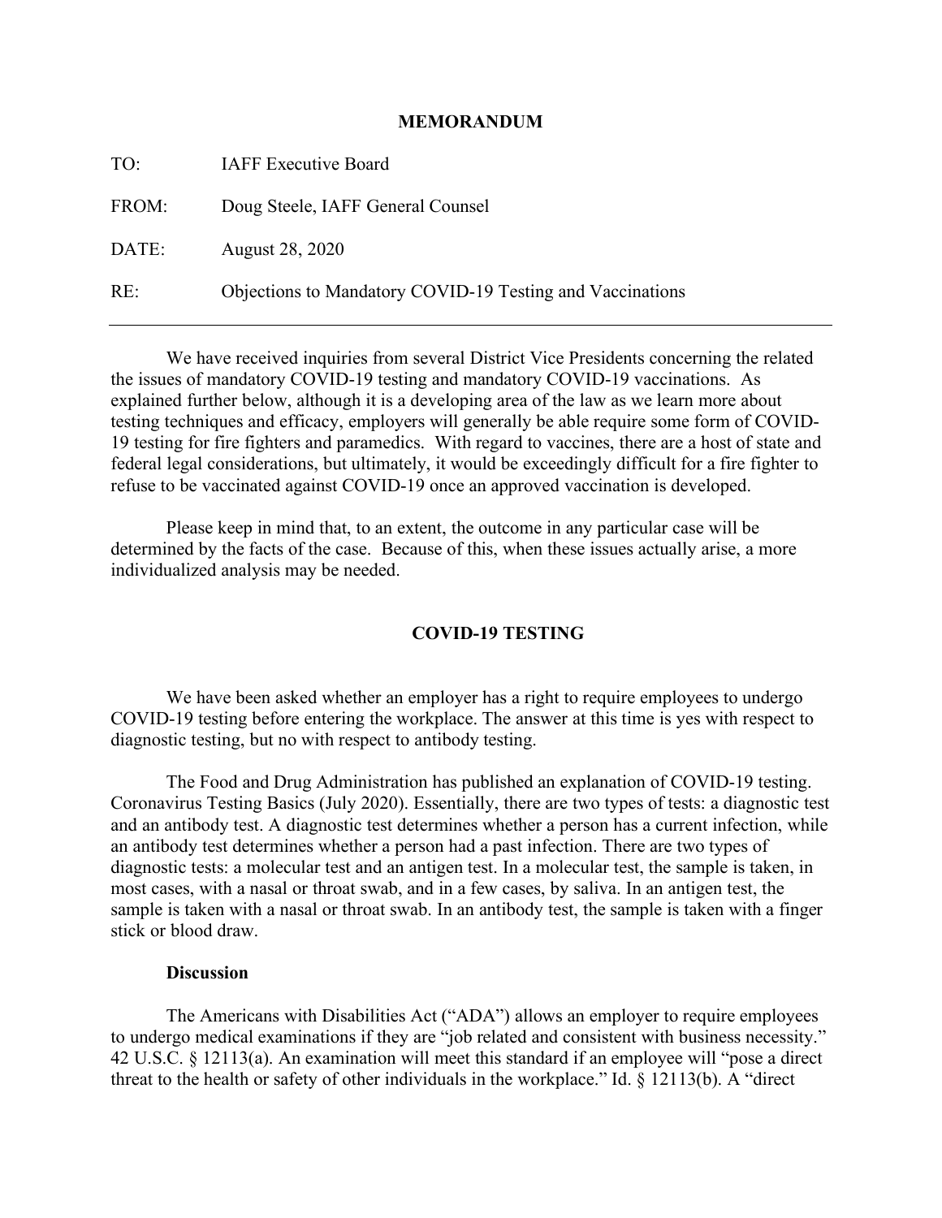# MEMORANDUM

TO: IAFF Executive Board

FROM: Doug Steele, IAFF General Counsel

DATE: August 28, 2020

RE: Objections to Mandatory COVID-19 Testing and Vaccinations

---

We have received inquiries from several District Vice Presidents concerning the related the issues of mandatory COVID-19 testing and mandatory COVID-19 vaccinations. As explained further below, although it is a developing area of the law as we learn more about testing techniques and efficacy, employers will generally be able require some form of COVID-19 testing for fire fighters and paramedics. With regard to vaccines, there are a host of state and federal legal considerations, but ultimately, it would be exceedingly difficult for a fire fighter to refuse to be vaccinated against COVID-19 once an approved vaccination is developed.

Please keep in mind that, to an extent, the outcome in any particular case will be determined by the facts of the case. Because of this, when these issues actually arise, a more individualized analysis may be needed.

## COVID-19 TESTING

We have been asked whether an employer has a right to require employees to undergo COVID-19 testing before entering the workplace. The answer at this time is yes with respect to diagnostic testing, but no with respect to antibody testing.

The Food and Drug Administration has published an explanation of COVID-19 testing. Coronavirus Testing Basics (July 2020). Essentially, there are two types of tests: a diagnostic test and an antibody test. A diagnostic test determines whether a person has a current infection, while an antibody test determines whether a person had a past infection. There are two types of diagnostic tests: a molecular test and an antigen test. In a molecular test, the sample is taken, in most cases, with a nasal or throat swab, and in a few cases, by saliva. In an antigen test, the sample is taken with a nasal or throat swab. In an antibody test, the sample is taken with a finger stick or blood draw.

### Discussion

The Americans with Disabilities Act ("ADA") allows an employer to require employees to undergo medical examinations if they are "job related and consistent with business necessity." 42 U.S.C. § 12113(a). An examination will meet this standard if an employee will "pose a direct threat to the health or safety of other individuals in the workplace." Id. § 12113(b). A "direct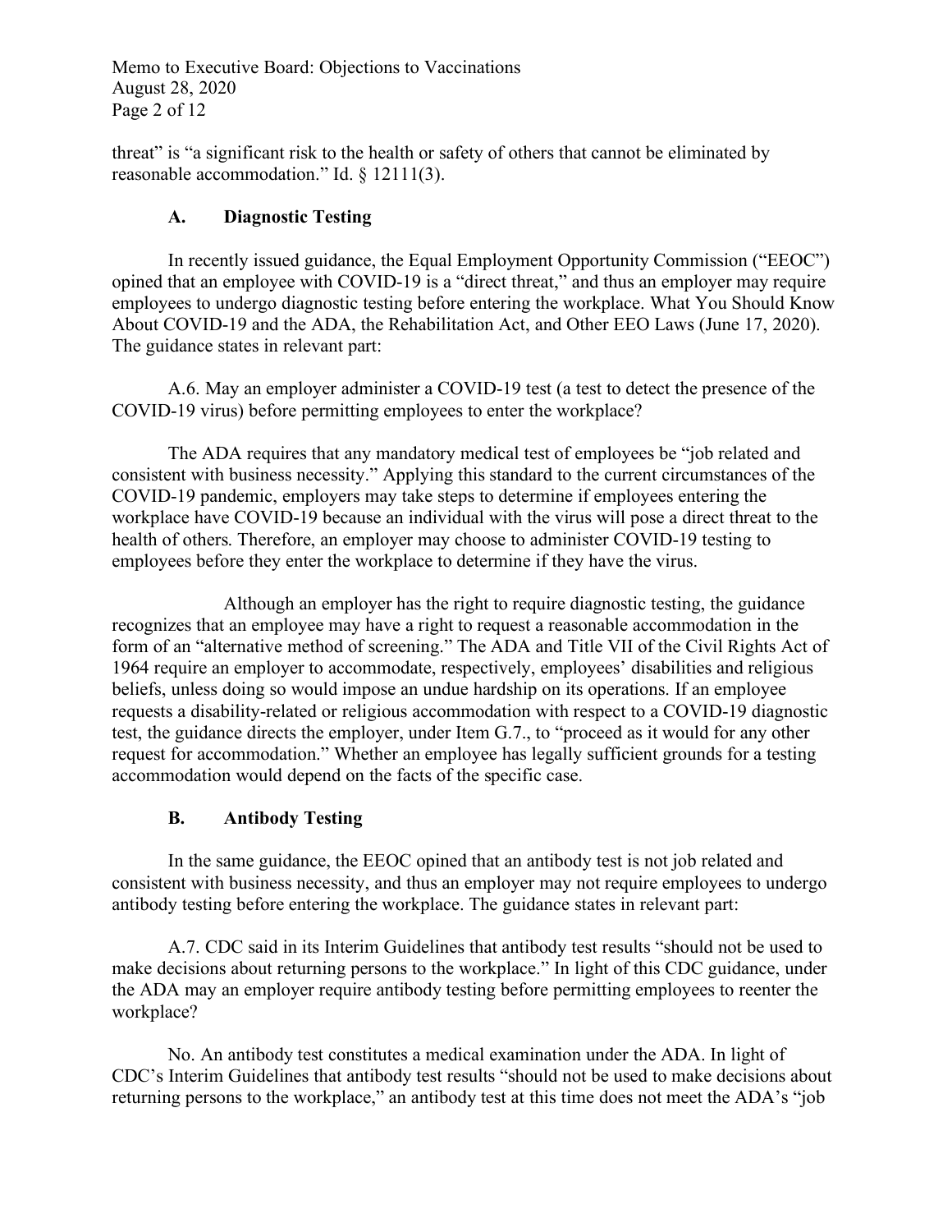threat" is "a significant risk to the health or safety of others that cannot be eliminated by reasonable accommodation." Id. § 12111(3).

### A. Diagnostic Testing

In recently issued guidance, the Equal Employment Opportunity Commission ("EEOC") opined that an employee with COVID-19 is a "direct threat," and thus an employer may require employees to undergo diagnostic testing before entering the workplace. What You Should Know About COVID-19 and the ADA, the Rehabilitation Act, and Other EEO Laws (June 17, 2020). The guidance states in relevant part:

> A.6. May an employer administer a COVID-19 test (a test to detect the presence of the COVID-19 virus) before permitting employees to enter the workplace?
>
> The ADA requires that any mandatory medical test of employees be "job related and consistent with business necessity." Applying this standard to the current circumstances of the COVID-19 pandemic, employers may take steps to determine if employees entering the workplace have COVID-19 because an individual with the virus will pose a direct threat to the health of others. Therefore, an employer may choose to administer COVID-19 testing to employees before they enter the workplace to determine if they have the virus.

Although an employer has the right to require diagnostic testing, the guidance recognizes that an employee may have a right to request a reasonable accommodation in the form of an "alternative method of screening." The ADA and Title VII of the Civil Rights Act of 1964 require an employer to accommodate, respectively, employees' disabilities and religious beliefs, unless doing so would impose an undue hardship on its operations. If an employee requests a disability-related or religious accommodation with respect to a COVID-19 diagnostic test, the guidance directs the employer, under Item G.7., to "proceed as it would for any other request for accommodation." Whether an employee has legally sufficient grounds for a testing accommodation would depend on the facts of the specific case.

### B. Antibody Testing

In the same guidance, the EEOC opined that an antibody test is not job related and consistent with business necessity, and thus an employer may not require employees to undergo antibody testing before entering the workplace. The guidance states in relevant part:

> A.7. CDC said in its Interim Guidelines that antibody test results "should not be used to make decisions about returning persons to the workplace." In light of this CDC guidance, under the ADA may an employer require antibody testing before permitting employees to reenter the workplace?
>
> No. An antibody test constitutes a medical examination under the ADA. In light of CDC's Interim Guidelines that antibody test results "should not be used to make decisions about returning persons to the workplace," an antibody test at this time does not meet the ADA's "job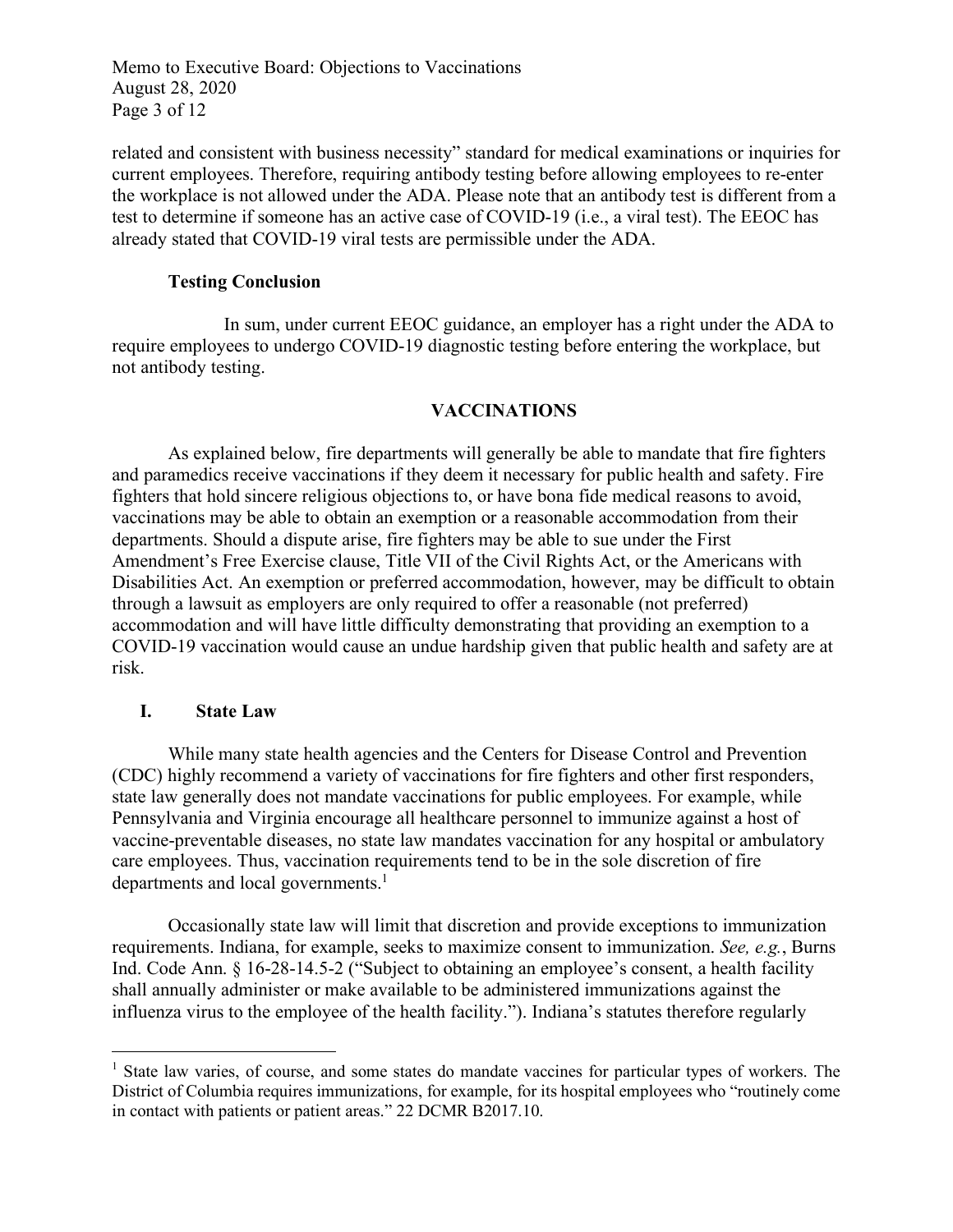related and consistent with business necessity" standard for medical examinations or inquiries for current employees. Therefore, requiring antibody testing before allowing employees to re-enter the workplace is not allowed under the ADA. Please note that an antibody test is different from a test to determine if someone has an active case of COVID-19 (i.e., a viral test). The EEOC has already stated that COVID-19 viral tests are permissible under the ADA.

**Testing Conclusion**

In sum, under current EEOC guidance, an employer has a right under the ADA to require employees to undergo COVID-19 diagnostic testing before entering the workplace, but not antibody testing.

## VACCINATIONS

As explained below, fire departments will generally be able to mandate that fire fighters and paramedics receive vaccinations if they deem it necessary for public health and safety. Fire fighters that hold sincere religious objections to, or have bona fide medical reasons to avoid, vaccinations may be able to obtain an exemption or a reasonable accommodation from their departments. Should a dispute arise, fire fighters may be able to sue under the First Amendment's Free Exercise clause, Title VII of the Civil Rights Act, or the Americans with Disabilities Act. An exemption or preferred accommodation, however, may be difficult to obtain through a lawsuit as employers are only required to offer a reasonable (not preferred) accommodation and will have little difficulty demonstrating that providing an exemption to a COVID-19 vaccination would cause an undue hardship given that public health and safety are at risk.

### I. State Law

While many state health agencies and the Centers for Disease Control and Prevention (CDC) highly recommend a variety of vaccinations for fire fighters and other first responders, state law generally does not mandate vaccinations for public employees. For example, while Pennsylvania and Virginia encourage all healthcare personnel to immunize against a host of vaccine-preventable diseases, no state law mandates vaccination for any hospital or ambulatory care employees. Thus, vaccination requirements tend to be in the sole discretion of fire departments and local governments.[1]

Occasionally state law will limit that discretion and provide exceptions to immunization requirements. Indiana, for example, seeks to maximize consent to immunization. *See, e.g.*, Burns Ind. Code Ann. § 16-28-14.5-2 ("Subject to obtaining an employee's consent, a health facility shall annually administer or make available to be administered immunizations against the influenza virus to the employee of the health facility."). Indiana's statutes therefore regularly

[1] State law varies, of course, and some states do mandate vaccines for particular types of workers. The District of Columbia requires immunizations, for example, for its hospital employees who "routinely come in contact with patients or patient areas." 22 DCMR B2017.10.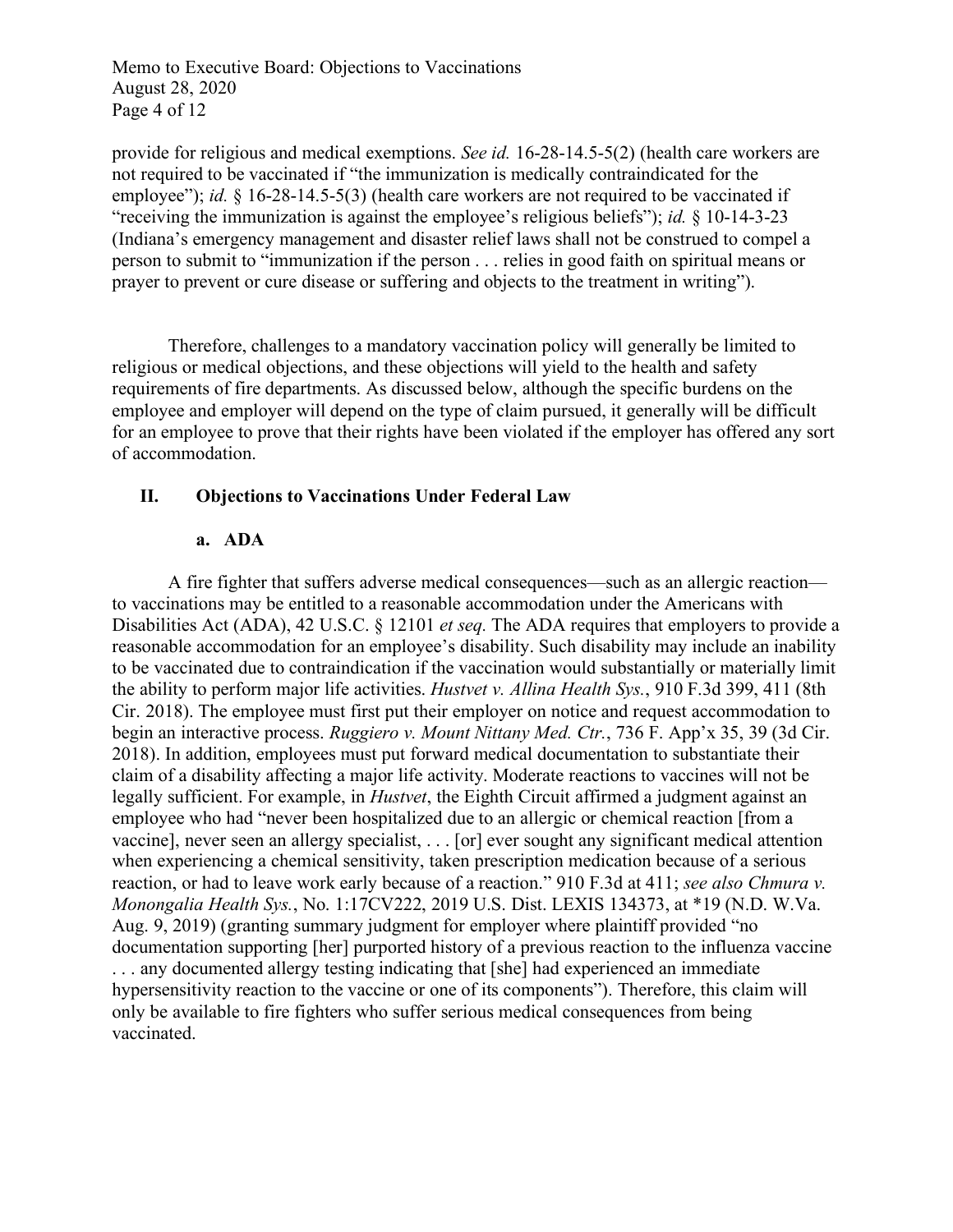provide for religious and medical exemptions. *See id.* 16-28-14.5-5(2) (health care workers are not required to be vaccinated if "the immunization is medically contraindicated for the employee"); *id.* § 16-28-14.5-5(3) (health care workers are not required to be vaccinated if "receiving the immunization is against the employee's religious beliefs"); *id.* § 10-14-3-23 (Indiana's emergency management and disaster relief laws shall not be construed to compel a person to submit to "immunization if the person . . . relies in good faith on spiritual means or prayer to prevent or cure disease or suffering and objects to the treatment in writing").

Therefore, challenges to a mandatory vaccination policy will generally be limited to religious or medical objections, and these objections will yield to the health and safety requirements of fire departments. As discussed below, although the specific burdens on the employee and employer will depend on the type of claim pursued, it generally will be difficult for an employee to prove that their rights have been violated if the employer has offered any sort of accommodation.

## II. Objections to Vaccinations Under Federal Law

### a. ADA

A fire fighter that suffers adverse medical consequences—such as an allergic reaction—to vaccinations may be entitled to a reasonable accommodation under the Americans with Disabilities Act (ADA), 42 U.S.C. § 12101 *et seq.* The ADA requires that employers to provide a reasonable accommodation for an employee's disability. Such disability may include an inability to be vaccinated due to contraindication if the vaccination would substantially or materially limit the ability to perform major life activities. *Hustvet v. Allina Health Sys.*, 910 F.3d 399, 411 (8th Cir. 2018). The employee must first put their employer on notice and request accommodation to begin an interactive process. *Ruggiero v. Mount Nittany Med. Ctr.*, 736 F. App'x 35, 39 (3d Cir. 2018). In addition, employees must put forward medical documentation to substantiate their claim of a disability affecting a major life activity. Moderate reactions to vaccines will not be legally sufficient. For example, in *Hustvet*, the Eighth Circuit affirmed a judgment against an employee who had "never been hospitalized due to an allergic or chemical reaction [from a vaccine], never seen an allergy specialist, . . . [or] ever sought any significant medical attention when experiencing a chemical sensitivity, taken prescription medication because of a serious reaction, or had to leave work early because of a reaction." 910 F.3d at 411; *see also Chmura v. Monongalia Health Sys.*, No. 1:17CV222, 2019 U.S. Dist. LEXIS 134373, at *19 (N.D. W.Va. Aug. 9, 2019) (granting summary judgment for employer where plaintiff provided "no documentation supporting [her] purported history of a previous reaction to the influenza vaccine . . . any documented allergy testing indicating that [she] had experienced an immediate hypersensitivity reaction to the vaccine or one of its components"). Therefore, this claim will only be available to fire fighters who suffer serious medical consequences from being vaccinated.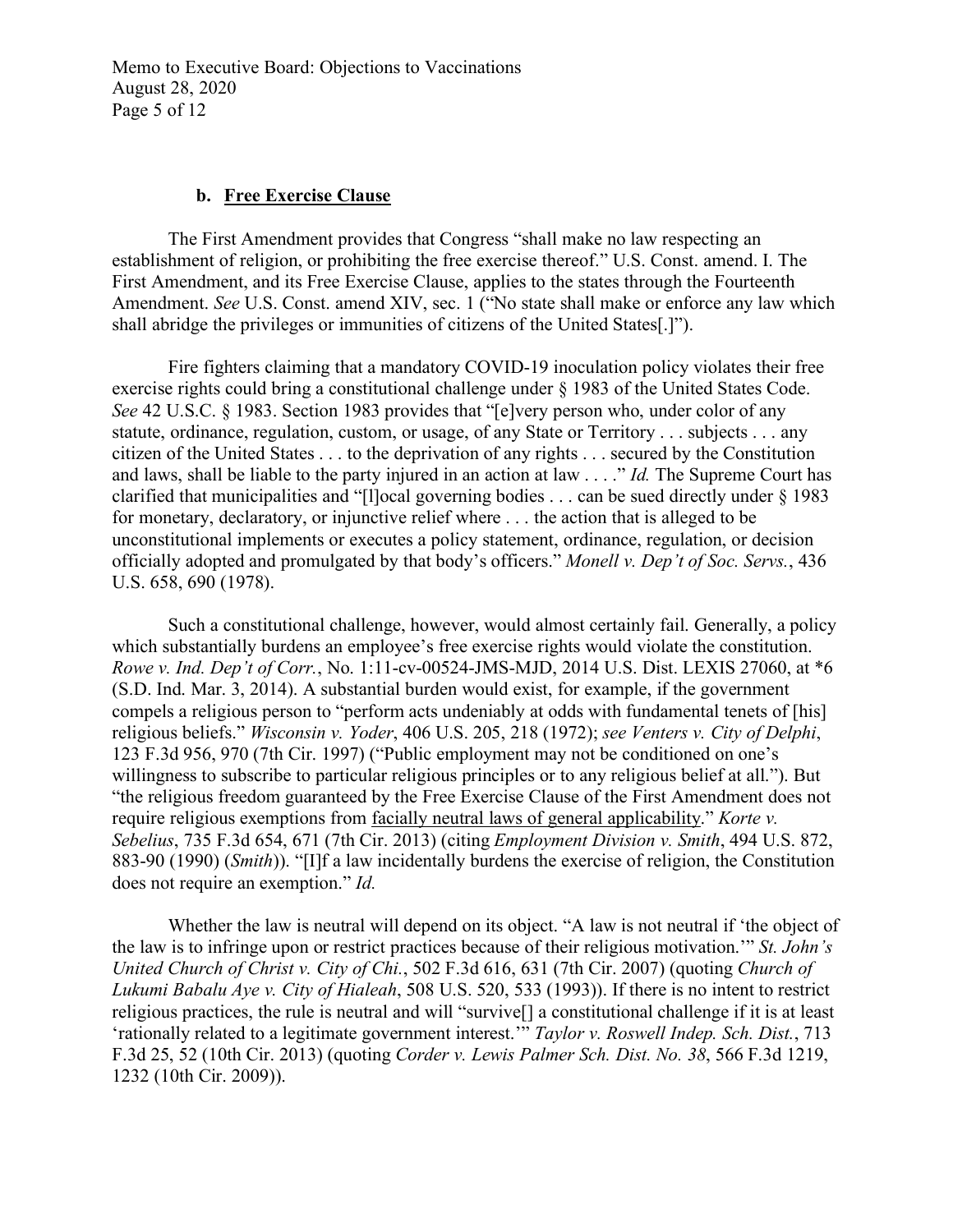### b. **Free Exercise Clause**

The First Amendment provides that Congress "shall make no law respecting an establishment of religion, or prohibiting the free exercise thereof." U.S. Const. amend. I. The First Amendment, and its Free Exercise Clause, applies to the states through the Fourteenth Amendment. *See* U.S. Const. amend XIV, sec. 1 ("No state shall make or enforce any law which shall abridge the privileges or immunities of citizens of the United States[.]").

Fire fighters claiming that a mandatory COVID-19 inoculation policy violates their free exercise rights could bring a constitutional challenge under § 1983 of the United States Code. *See* 42 U.S.C. § 1983. Section 1983 provides that "[e]very person who, under color of any statute, ordinance, regulation, custom, or usage, of any State or Territory . . . subjects . . . any citizen of the United States . . . to the deprivation of any rights . . . secured by the Constitution and laws, shall be liable to the party injured in an action at law . . . ." *Id.* The Supreme Court has clarified that municipalities and "[l]ocal governing bodies . . . can be sued directly under § 1983 for monetary, declaratory, or injunctive relief where . . . the action that is alleged to be unconstitutional implements or executes a policy statement, ordinance, regulation, or decision officially adopted and promulgated by that body's officers." *Monell v. Dep't of Soc. Servs.*, 436 U.S. 658, 690 (1978).

Such a constitutional challenge, however, would almost certainly fail. Generally, a policy which substantially burdens an employee's free exercise rights would violate the constitution. *Rowe v. Ind. Dep't of Corr.*, No. 1:11-cv-00524-JMS-MJD, 2014 U.S. Dist. LEXIS 27060, at *6 (S.D. Ind. Mar. 3, 2014). A substantial burden would exist, for example, if the government compels a religious person to "perform acts undeniably at odds with fundamental tenets of [his] religious beliefs." *Wisconsin v. Yoder*, 406 U.S. 205, 218 (1972); *see Venters v. City of Delphi*, 123 F.3d 956, 970 (7th Cir. 1997) ("Public employment may not be conditioned on one's willingness to subscribe to particular religious principles or to any religious belief at all."). But "the religious freedom guaranteed by the Free Exercise Clause of the First Amendment does not require religious exemptions from <u>facially neutral laws of general applicability</u>." *Korte v. Sebelius*, 735 F.3d 654, 671 (7th Cir. 2013) (citing *Employment Division v. Smith*, 494 U.S. 872, 883-90 (1990) (*Smith*)). "[I]f a law incidentally burdens the exercise of religion, the Constitution does not require an exemption." *Id.*

Whether the law is neutral will depend on its object. "A law is not neutral if 'the object of the law is to infringe upon or restrict practices because of their religious motivation.'" *St. John's United Church of Christ v. City of Chi.*, 502 F.3d 616, 631 (7th Cir. 2007) (quoting *Church of Lukumi Babalu Aye v. City of Hialeah*, 508 U.S. 520, 533 (1993)). If there is no intent to restrict religious practices, the rule is neutral and will "survive[] a constitutional challenge if it is at least 'rationally related to a legitimate government interest.'" *Taylor v. Roswell Indep. Sch. Dist.*, 713 F.3d 25, 52 (10th Cir. 2013) (quoting *Corder v. Lewis Palmer Sch. Dist. No. 38*, 566 F.3d 1219, 1232 (10th Cir. 2009)).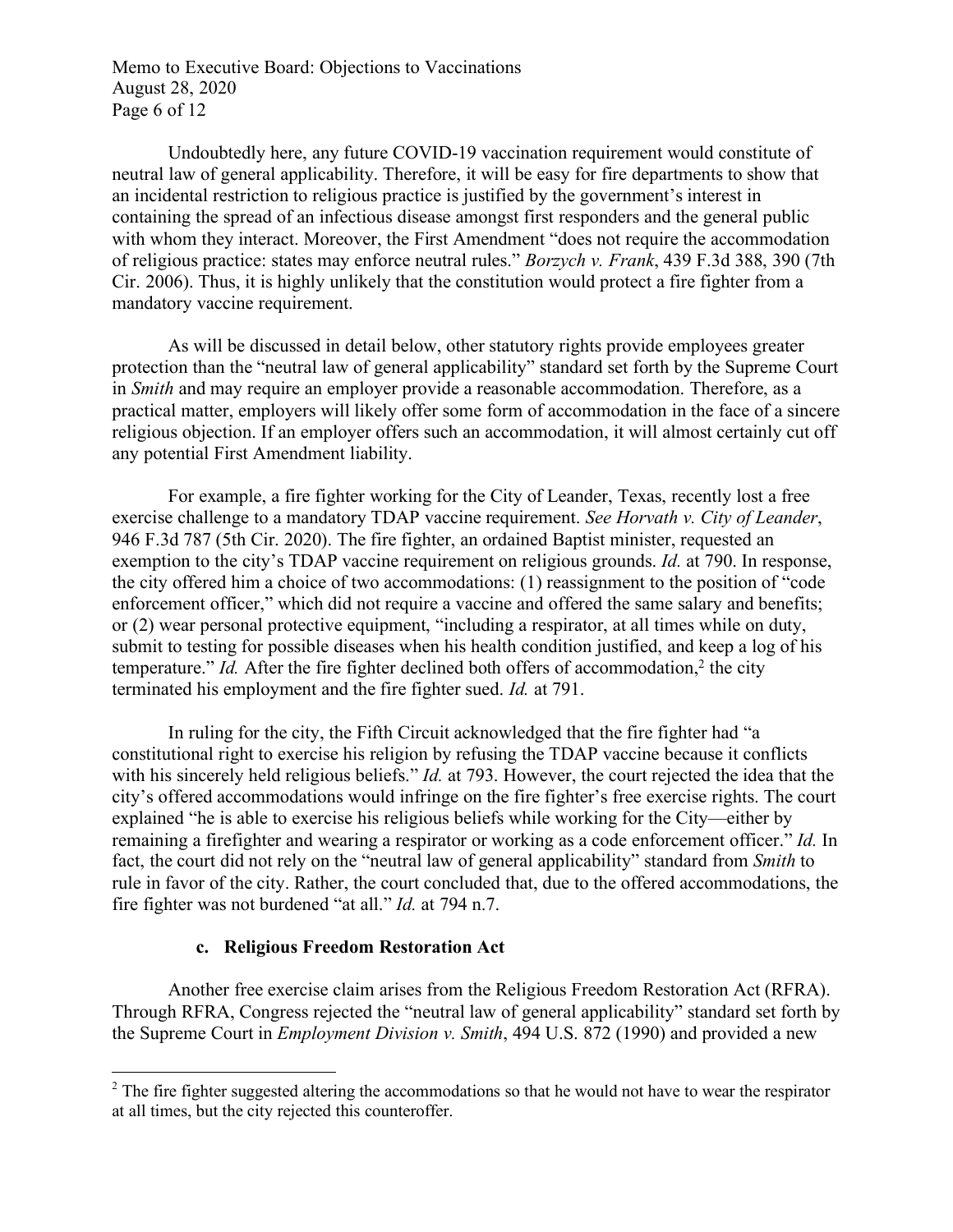Undoubtedly here, any future COVID-19 vaccination requirement would constitute of neutral law of general applicability. Therefore, it will be easy for fire departments to show that an incidental restriction to religious practice is justified by the government's interest in containing the spread of an infectious disease amongst first responders and the general public with whom they interact. Moreover, the First Amendment "does not require the accommodation of religious practice: states may enforce neutral rules." *Borzych v. Frank*, 439 F.3d 388, 390 (7th Cir. 2006). Thus, it is highly unlikely that the constitution would protect a fire fighter from a mandatory vaccine requirement.

As will be discussed in detail below, other statutory rights provide employees greater protection than the "neutral law of general applicability" standard set forth by the Supreme Court in *Smith* and may require an employer provide a reasonable accommodation. Therefore, as a practical matter, employers will likely offer some form of accommodation in the face of a sincere religious objection. If an employer offers such an accommodation, it will almost certainly cut off any potential First Amendment liability.

For example, a fire fighter working for the City of Leander, Texas, recently lost a free exercise challenge to a mandatory TDAP vaccine requirement. *See Horvath v. City of Leander*, 946 F.3d 787 (5th Cir. 2020). The fire fighter, an ordained Baptist minister, requested an exemption to the city's TDAP vaccine requirement on religious grounds. *Id.* at 790. In response, the city offered him a choice of two accommodations: (1) reassignment to the position of "code enforcement officer," which did not require a vaccine and offered the same salary and benefits; or (2) wear personal protective equipment, "including a respirator, at all times while on duty, submit to testing for possible diseases when his health condition justified, and keep a log of his temperature." *Id.* After the fire fighter declined both offers of accommodation,[2] the city terminated his employment and the fire fighter sued. *Id.* at 791.

In ruling for the city, the Fifth Circuit acknowledged that the fire fighter had "a constitutional right to exercise his religion by refusing the TDAP vaccine because it conflicts with his sincerely held religious beliefs." *Id.* at 793. However, the court rejected the idea that the city's offered accommodations would infringe on the fire fighter's free exercise rights. The court explained "he is able to exercise his religious beliefs while working for the City—either by remaining a firefighter and wearing a respirator or working as a code enforcement officer." *Id.* In fact, the court did not rely on the "neutral law of general applicability" standard from *Smith* to rule in favor of the city. Rather, the court concluded that, due to the offered accommodations, the fire fighter was not burdened "at all." *Id.* at 794 n.7.

### c. Religious Freedom Restoration Act

Another free exercise claim arises from the Religious Freedom Restoration Act (RFRA). Through RFRA, Congress rejected the "neutral law of general applicability" standard set forth by the Supreme Court in *Employment Division v. Smith*, 494 U.S. 872 (1990) and provided a new

---

[2] The fire fighter suggested altering the accommodations so that he would not have to wear the respirator at all times, but the city rejected this counteroffer.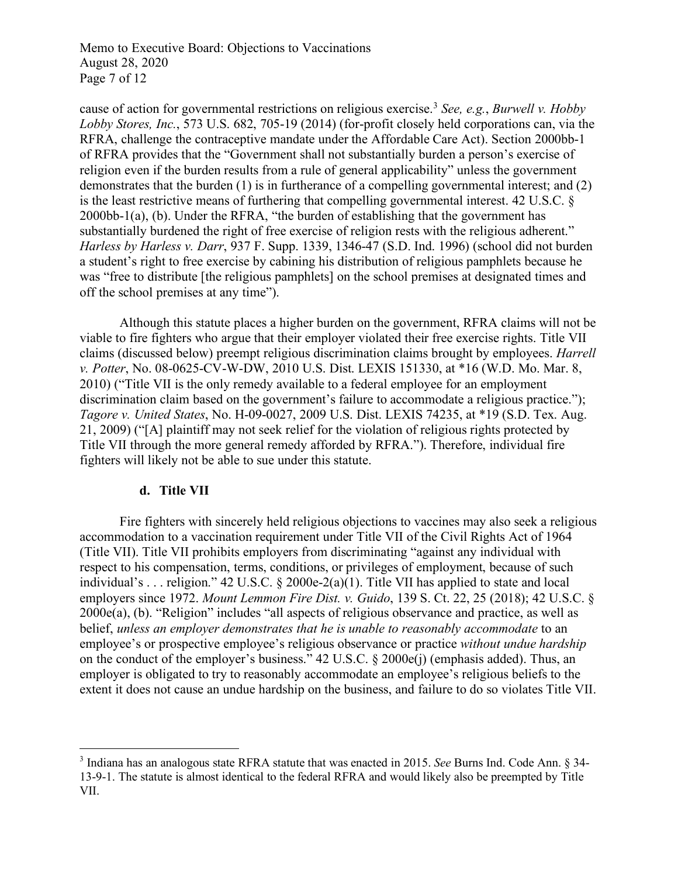cause of action for governmental restrictions on religious exercise.[3] *See, e.g.*, *Burwell v. Hobby Lobby Stores, Inc.*, 573 U.S. 682, 705-19 (2014) (for-profit closely held corporations can, via the RFRA, challenge the contraceptive mandate under the Affordable Care Act). Section 2000bb-1 of RFRA provides that the "Government shall not substantially burden a person's exercise of religion even if the burden results from a rule of general applicability" unless the government demonstrates that the burden (1) is in furtherance of a compelling governmental interest; and (2) is the least restrictive means of furthering that compelling governmental interest. 42 U.S.C. § 2000bb-1(a), (b). Under the RFRA, "the burden of establishing that the government has substantially burdened the right of free exercise of religion rests with the religious adherent." *Harless by Harless v. Darr*, 937 F. Supp. 1339, 1346-47 (S.D. Ind. 1996) (school did not burden a student's right to free exercise by cabining his distribution of religious pamphlets because he was "free to distribute [the religious pamphlets] on the school premises at designated times and off the school premises at any time").

Although this statute places a higher burden on the government, RFRA claims will not be viable to fire fighters who argue that their employer violated their free exercise rights. Title VII claims (discussed below) preempt religious discrimination claims brought by employees. *Harrell v. Potter*, No. 08-0625-CV-W-DW, 2010 U.S. Dist. LEXIS 151330, at *16 (W.D. Mo. Mar. 8, 2010) ("Title VII is the only remedy available to a federal employee for an employment discrimination claim based on the government's failure to accommodate a religious practice."); *Tagore v. United States*, No. H-09-0027, 2009 U.S. Dist. LEXIS 74235, at *19 (S.D. Tex. Aug. 21, 2009) ("[A] plaintiff may not seek relief for the violation of religious rights protected by Title VII through the more general remedy afforded by RFRA."). Therefore, individual fire fighters will likely not be able to sue under this statute.

#### d. Title VII

Fire fighters with sincerely held religious objections to vaccines may also seek a religious accommodation to a vaccination requirement under Title VII of the Civil Rights Act of 1964 (Title VII). Title VII prohibits employers from discriminating "against any individual with respect to his compensation, terms, conditions, or privileges of employment, because of such individual's . . . religion." 42 U.S.C. § 2000e-2(a)(1). Title VII has applied to state and local employers since 1972. *Mount Lemmon Fire Dist. v. Guido*, 139 S. Ct. 22, 25 (2018); 42 U.S.C. § 2000e(a), (b). "Religion" includes "all aspects of religious observance and practice, as well as belief, *unless an employer demonstrates that he is unable to reasonably accommodate* to an employee's or prospective employee's religious observance or practice *without undue hardship* on the conduct of the employer's business." 42 U.S.C. § 2000e(j) (emphasis added). Thus, an employer is obligated to try to reasonably accommodate an employee's religious beliefs to the extent it does not cause an undue hardship on the business, and failure to do so violates Title VII.

---

[3] Indiana has an analogous state RFRA statute that was enacted in 2015. *See* Burns Ind. Code Ann. § 34-13-9-1. The statute is almost identical to the federal RFRA and would likely also be preempted by Title VII.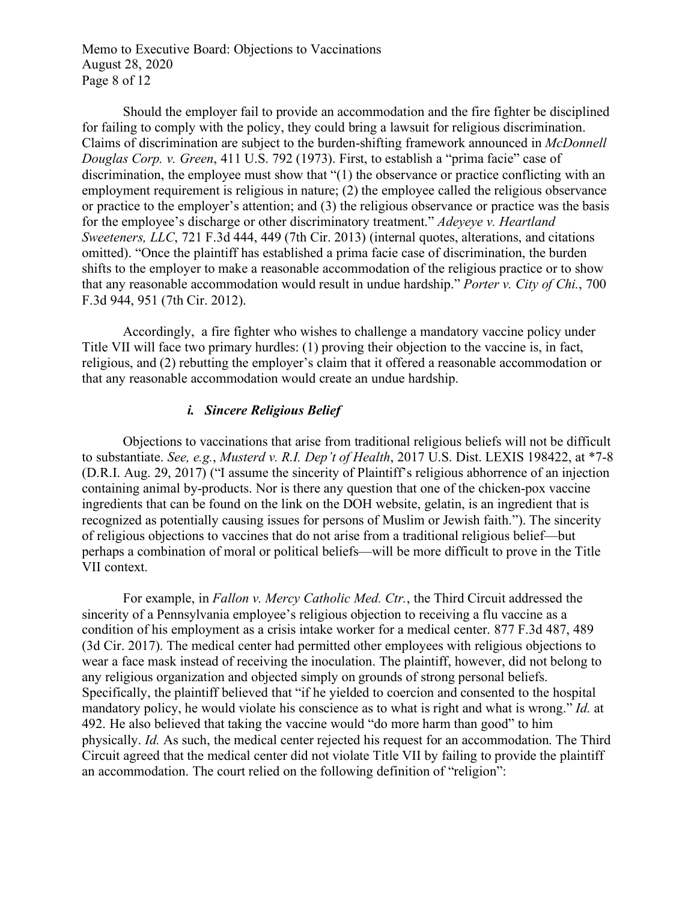Should the employer fail to provide an accommodation and the fire fighter be disciplined for failing to comply with the policy, they could bring a lawsuit for religious discrimination. Claims of discrimination are subject to the burden-shifting framework announced in *McDonnell Douglas Corp. v. Green*, 411 U.S. 792 (1973). First, to establish a "prima facie" case of discrimination, the employee must show that "(1) the observance or practice conflicting with an employment requirement is religious in nature; (2) the employee called the religious observance or practice to the employer's attention; and (3) the religious observance or practice was the basis for the employee's discharge or other discriminatory treatment." *Adeyeye v. Heartland Sweeteners, LLC*, 721 F.3d 444, 449 (7th Cir. 2013) (internal quotes, alterations, and citations omitted). "Once the plaintiff has established a prima facie case of discrimination, the burden shifts to the employer to make a reasonable accommodation of the religious practice or to show that any reasonable accommodation would result in undue hardship." *Porter v. City of Chi.*, 700 F.3d 944, 951 (7th Cir. 2012).

Accordingly, a fire fighter who wishes to challenge a mandatory vaccine policy under Title VII will face two primary hurdles: (1) proving their objection to the vaccine is, in fact, religious, and (2) rebutting the employer's claim that it offered a reasonable accommodation or that any reasonable accommodation would create an undue hardship.

#### *i. Sincere Religious Belief*

Objections to vaccinations that arise from traditional religious beliefs will not be difficult to substantiate. *See, e.g.*, *Musterd v. R.I. Dep't of Health*, 2017 U.S. Dist. LEXIS 198422, at *7-8 (D.R.I. Aug. 29, 2017) ("I assume the sincerity of Plaintiff's religious abhorrence of an injection containing animal by-products. Nor is there any question that one of the chicken-pox vaccine ingredients that can be found on the link on the DOH website, gelatin, is an ingredient that is recognized as potentially causing issues for persons of Muslim or Jewish faith."). The sincerity of religious objections to vaccines that do not arise from a traditional religious belief—but perhaps a combination of moral or political beliefs—will be more difficult to prove in the Title VII context.

For example, in *Fallon v. Mercy Catholic Med. Ctr.*, the Third Circuit addressed the sincerity of a Pennsylvania employee's religious objection to receiving a flu vaccine as a condition of his employment as a crisis intake worker for a medical center. 877 F.3d 487, 489 (3d Cir. 2017). The medical center had permitted other employees with religious objections to wear a face mask instead of receiving the inoculation. The plaintiff, however, did not belong to any religious organization and objected simply on grounds of strong personal beliefs. Specifically, the plaintiff believed that "if he yielded to coercion and consented to the hospital mandatory policy, he would violate his conscience as to what is right and what is wrong." *Id.* at 492. He also believed that taking the vaccine would "do more harm than good" to him physically. *Id.* As such, the medical center rejected his request for an accommodation. The Third Circuit agreed that the medical center did not violate Title VII by failing to provide the plaintiff an accommodation. The court relied on the following definition of "religion":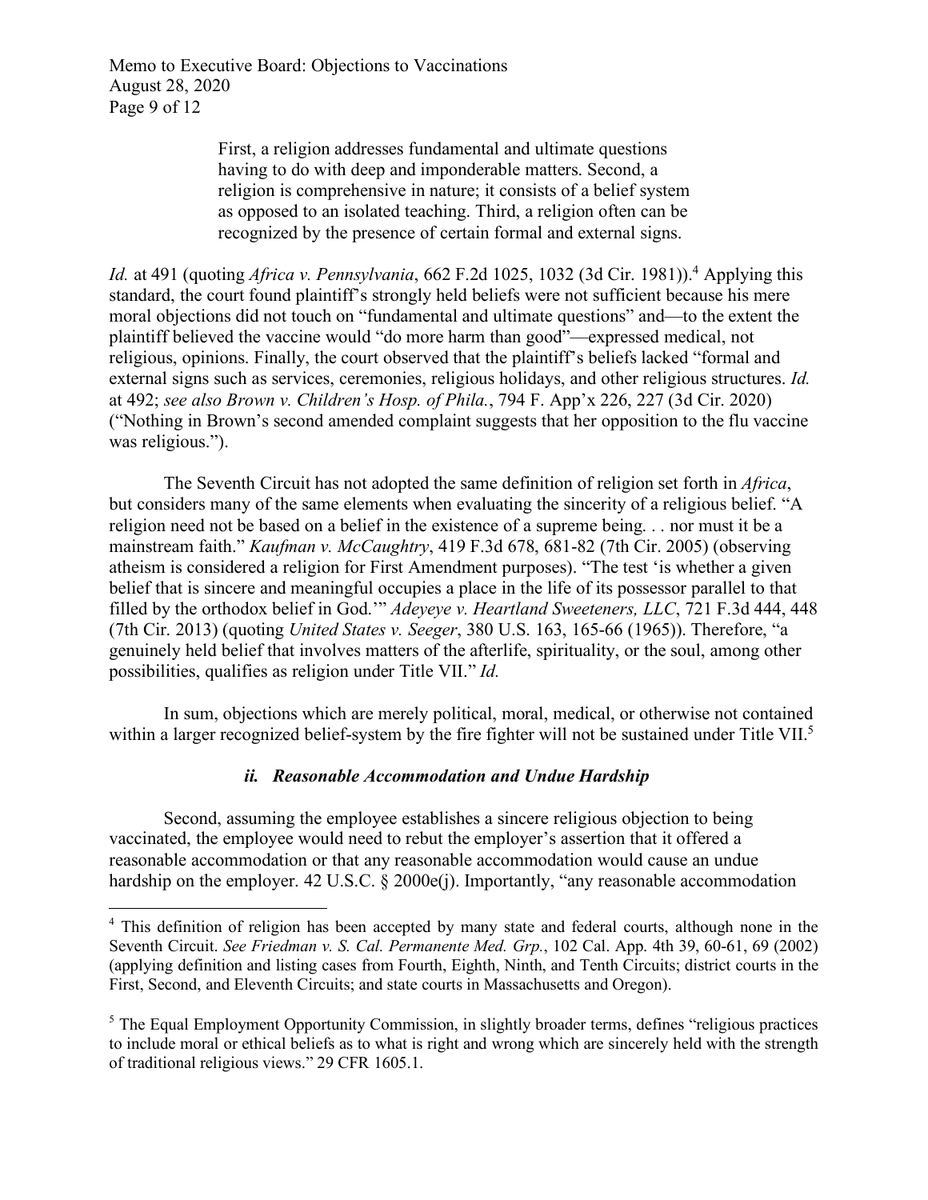> First, a religion addresses fundamental and ultimate questions having to do with deep and imponderable matters. Second, a religion is comprehensive in nature; it consists of a belief system as opposed to an isolated teaching. Third, a religion often can be recognized by the presence of certain formal and external signs.

*Id.* at 491 (quoting *Africa v. Pennsylvania*, 662 F.2d 1025, 1032 (3d Cir. 1981)).[4] Applying this standard, the court found plaintiff's strongly held beliefs were not sufficient because his mere moral objections did not touch on "fundamental and ultimate questions" and—to the extent the plaintiff believed the vaccine would "do more harm than good"—expressed medical, not religious, opinions. Finally, the court observed that the plaintiff's beliefs lacked "formal and external signs such as services, ceremonies, religious holidays, and other religious structures. *Id.* at 492; *see also Brown v. Children's Hosp. of Phila.*, 794 F. App'x 226, 227 (3d Cir. 2020) ("Nothing in Brown's second amended complaint suggests that her opposition to the flu vaccine was religious.").

The Seventh Circuit has not adopted the same definition of religion set forth in *Africa*, but considers many of the same elements when evaluating the sincerity of a religious belief. "A religion need not be based on a belief in the existence of a supreme being. . . nor must it be a mainstream faith." *Kaufman v. McCaughtry*, 419 F.3d 678, 681-82 (7th Cir. 2005) (observing atheism is considered a religion for First Amendment purposes). "The test 'is whether a given belief that is sincere and meaningful occupies a place in the life of its possessor parallel to that filled by the orthodox belief in God.'" *Adeyeye v. Heartland Sweeteners, LLC*, 721 F.3d 444, 448 (7th Cir. 2013) (quoting *United States v. Seeger*, 380 U.S. 163, 165-66 (1965)). Therefore, "a genuinely held belief that involves matters of the afterlife, spirituality, or the soul, among other possibilities, qualifies as religion under Title VII." *Id.*

In sum, objections which are merely political, moral, medical, or otherwise not contained within a larger recognized belief-system by the fire fighter will not be sustained under Title VII.[5]

### *ii. Reasonable Accommodation and Undue Hardship*

Second, assuming the employee establishes a sincere religious objection to being vaccinated, the employee would need to rebut the employer's assertion that it offered a reasonable accommodation or that any reasonable accommodation would cause an undue hardship on the employer. 42 U.S.C. § 2000e(j). Importantly, "any reasonable accommodation

---

[4] This definition of religion has been accepted by many state and federal courts, although none in the Seventh Circuit. *See Friedman v. S. Cal. Permanente Med. Grp.*, 102 Cal. App. 4th 39, 60-61, 69 (2002) (applying definition and listing cases from Fourth, Eighth, Ninth, and Tenth Circuits; district courts in the First, Second, and Eleventh Circuits; and state courts in Massachusetts and Oregon).

[5] The Equal Employment Opportunity Commission, in slightly broader terms, defines "religious practices to include moral or ethical beliefs as to what is right and wrong which are sincerely held with the strength of traditional religious views." 29 CFR 1605.1.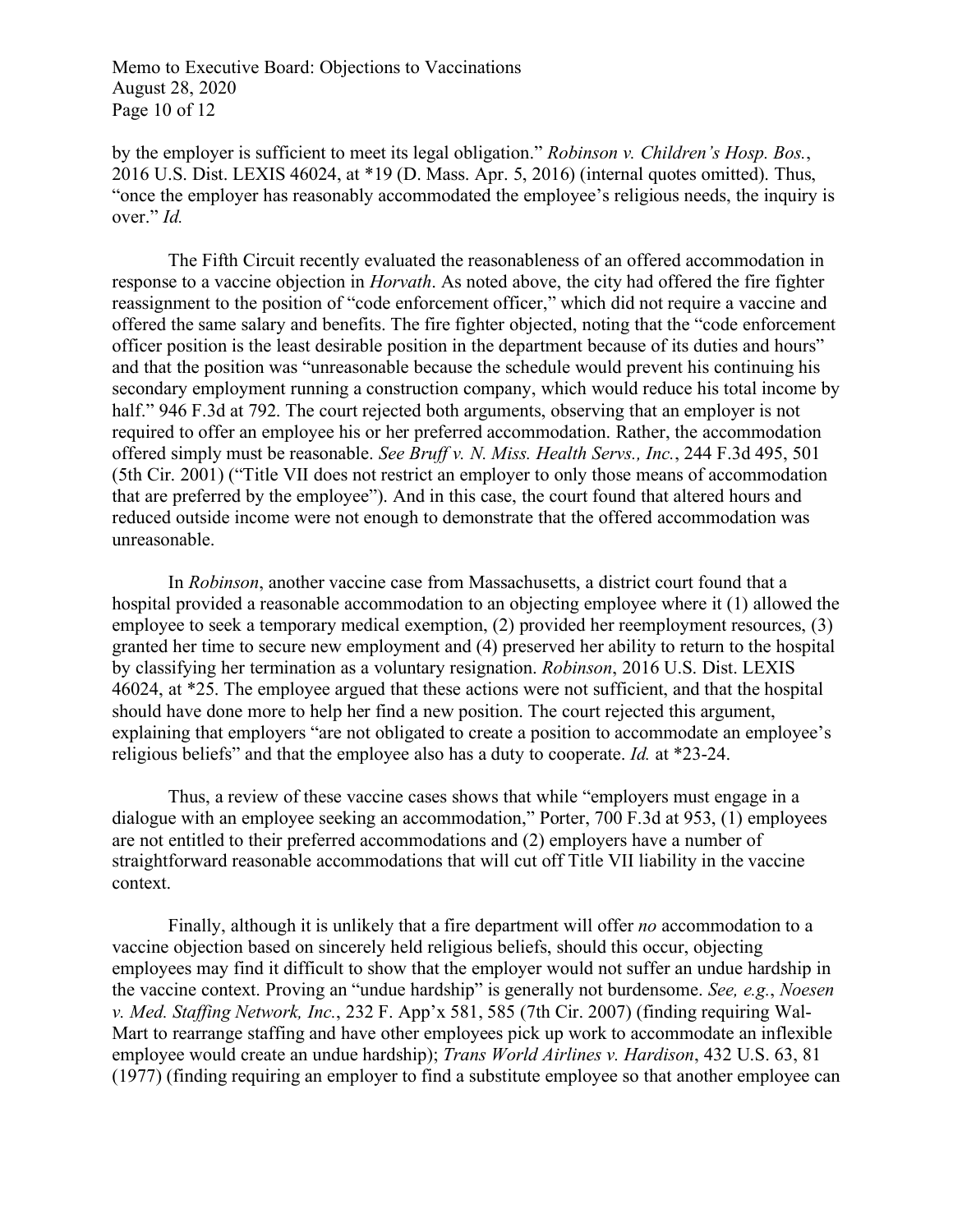by the employer is sufficient to meet its legal obligation." *Robinson v. Children's Hosp. Bos.*, 2016 U.S. Dist. LEXIS 46024, at *19 (D. Mass. Apr. 5, 2016) (internal quotes omitted). Thus, "once the employer has reasonably accommodated the employee's religious needs, the inquiry is over." *Id.*

The Fifth Circuit recently evaluated the reasonableness of an offered accommodation in response to a vaccine objection in *Horvath*. As noted above, the city had offered the fire fighter reassignment to the position of "code enforcement officer," which did not require a vaccine and offered the same salary and benefits. The fire fighter objected, noting that the "code enforcement officer position is the least desirable position in the department because of its duties and hours" and that the position was "unreasonable because the schedule would prevent his continuing his secondary employment running a construction company, which would reduce his total income by half." 946 F.3d at 792. The court rejected both arguments, observing that an employer is not required to offer an employee his or her preferred accommodation. Rather, the accommodation offered simply must be reasonable. *See Bruff v. N. Miss. Health Servs., Inc.*, 244 F.3d 495, 501 (5th Cir. 2001) ("Title VII does not restrict an employer to only those means of accommodation that are preferred by the employee"). And in this case, the court found that altered hours and reduced outside income were not enough to demonstrate that the offered accommodation was unreasonable.

In *Robinson*, another vaccine case from Massachusetts, a district court found that a hospital provided a reasonable accommodation to an objecting employee where it (1) allowed the employee to seek a temporary medical exemption, (2) provided her reemployment resources, (3) granted her time to secure new employment and (4) preserved her ability to return to the hospital by classifying her termination as a voluntary resignation. *Robinson*, 2016 U.S. Dist. LEXIS 46024, at *25. The employee argued that these actions were not sufficient, and that the hospital should have done more to help her find a new position. The court rejected this argument, explaining that employers "are not obligated to create a position to accommodate an employee's religious beliefs" and that the employee also has a duty to cooperate. *Id.* at *23-24.

Thus, a review of these vaccine cases shows that while "employers must engage in a dialogue with an employee seeking an accommodation," Porter, 700 F.3d at 953, (1) employees are not entitled to their preferred accommodations and (2) employers have a number of straightforward reasonable accommodations that will cut off Title VII liability in the vaccine context.

Finally, although it is unlikely that a fire department will offer *no* accommodation to a vaccine objection based on sincerely held religious beliefs, should this occur, objecting employees may find it difficult to show that the employer would not suffer an undue hardship in the vaccine context. Proving an "undue hardship" is generally not burdensome. *See, e.g.*, *Noesen v. Med. Staffing Network, Inc.*, 232 F. App'x 581, 585 (7th Cir. 2007) (finding requiring Wal-Mart to rearrange staffing and have other employees pick up work to accommodate an inflexible employee would create an undue hardship); *Trans World Airlines v. Hardison*, 432 U.S. 63, 81 (1977) (finding requiring an employer to find a substitute employee so that another employee can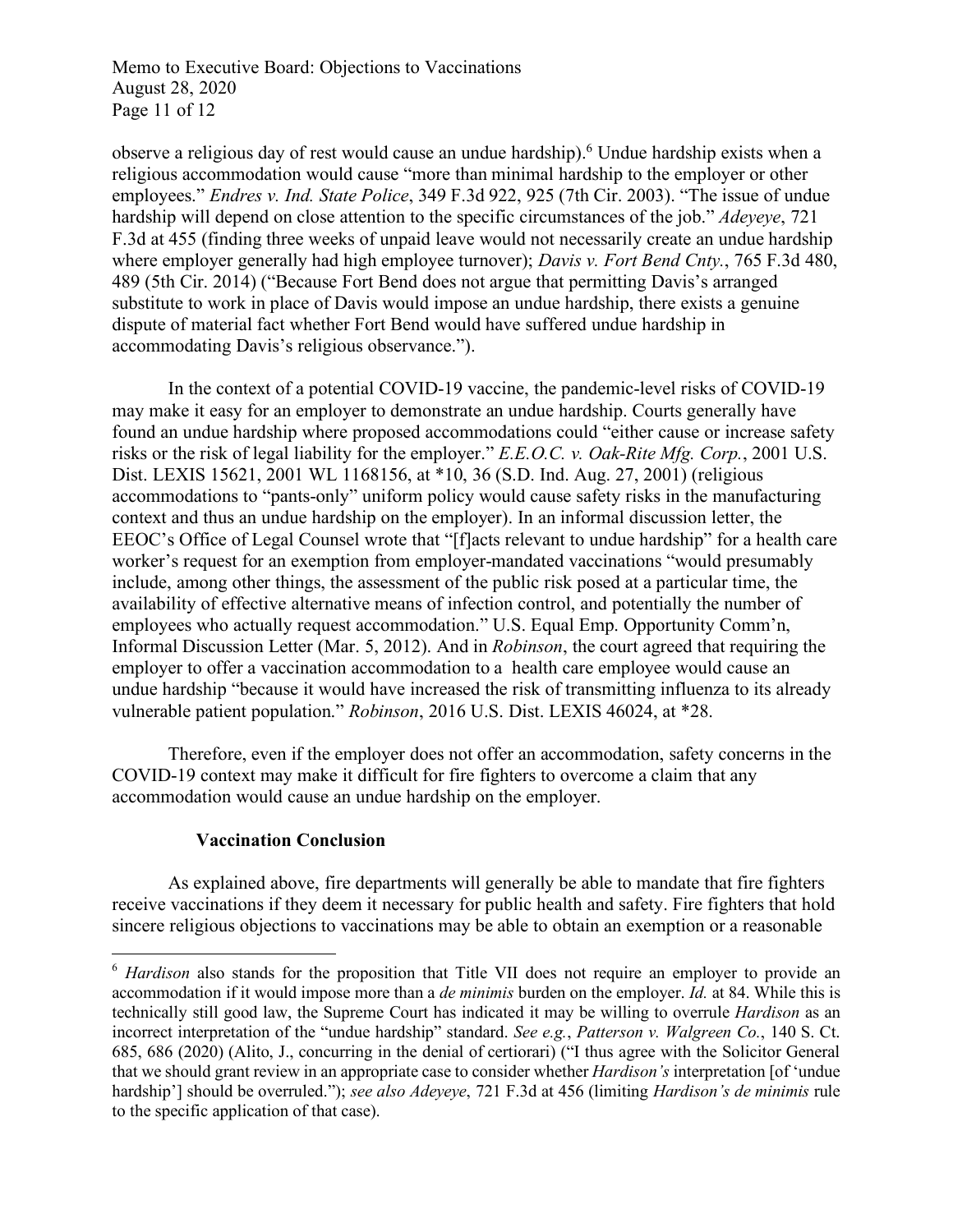observe a religious day of rest would cause an undue hardship).[6] Undue hardship exists when a religious accommodation would cause "more than minimal hardship to the employer or other employees." *Endres v. Ind. State Police*, 349 F.3d 922, 925 (7th Cir. 2003). "The issue of undue hardship will depend on close attention to the specific circumstances of the job." *Adeyeye*, 721 F.3d at 455 (finding three weeks of unpaid leave would not necessarily create an undue hardship where employer generally had high employee turnover); *Davis v. Fort Bend Cnty.*, 765 F.3d 480, 489 (5th Cir. 2014) ("Because Fort Bend does not argue that permitting Davis's arranged substitute to work in place of Davis would impose an undue hardship, there exists a genuine dispute of material fact whether Fort Bend would have suffered undue hardship in accommodating Davis's religious observance.").

In the context of a potential COVID-19 vaccine, the pandemic-level risks of COVID-19 may make it easy for an employer to demonstrate an undue hardship. Courts generally have found an undue hardship where proposed accommodations could "either cause or increase safety risks or the risk of legal liability for the employer." *E.E.O.C. v. Oak-Rite Mfg. Corp.*, 2001 U.S. Dist. LEXIS 15621, 2001 WL 1168156, at *10, 36 (S.D. Ind. Aug. 27, 2001) (religious accommodations to "pants-only" uniform policy would cause safety risks in the manufacturing context and thus an undue hardship on the employer). In an informal discussion letter, the EEOC's Office of Legal Counsel wrote that "[f]acts relevant to undue hardship" for a health care worker's request for an exemption from employer-mandated vaccinations "would presumably include, among other things, the assessment of the public risk posed at a particular time, the availability of effective alternative means of infection control, and potentially the number of employees who actually request accommodation." U.S. Equal Emp. Opportunity Comm'n, Informal Discussion Letter (Mar. 5, 2012). And in *Robinson*, the court agreed that requiring the employer to offer a vaccination accommodation to a health care employee would cause an undue hardship "because it would have increased the risk of transmitting influenza to its already vulnerable patient population." *Robinson*, 2016 U.S. Dist. LEXIS 46024, at *28.

Therefore, even if the employer does not offer an accommodation, safety concerns in the COVID-19 context may make it difficult for fire fighters to overcome a claim that any accommodation would cause an undue hardship on the employer.

### Vaccination Conclusion

As explained above, fire departments will generally be able to mandate that fire fighters receive vaccinations if they deem it necessary for public health and safety. Fire fighters that hold sincere religious objections to vaccinations may be able to obtain an exemption or a reasonable

---

[6] *Hardison* also stands for the proposition that Title VII does not require an employer to provide an accommodation if it would impose more than a *de minimis* burden on the employer. *Id.* at 84. While this is technically still good law, the Supreme Court has indicated it may be willing to overrule *Hardison* as an incorrect interpretation of the "undue hardship" standard. *See e.g.*, *Patterson v. Walgreen Co.*, 140 S. Ct. 685, 686 (2020) (Alito, J., concurring in the denial of certiorari) ("I thus agree with the Solicitor General that we should grant review in an appropriate case to consider whether *Hardison's* interpretation [of 'undue hardship'] should be overruled."); *see also Adeyeye*, 721 F.3d at 456 (limiting *Hardison's de minimis* rule to the specific application of that case).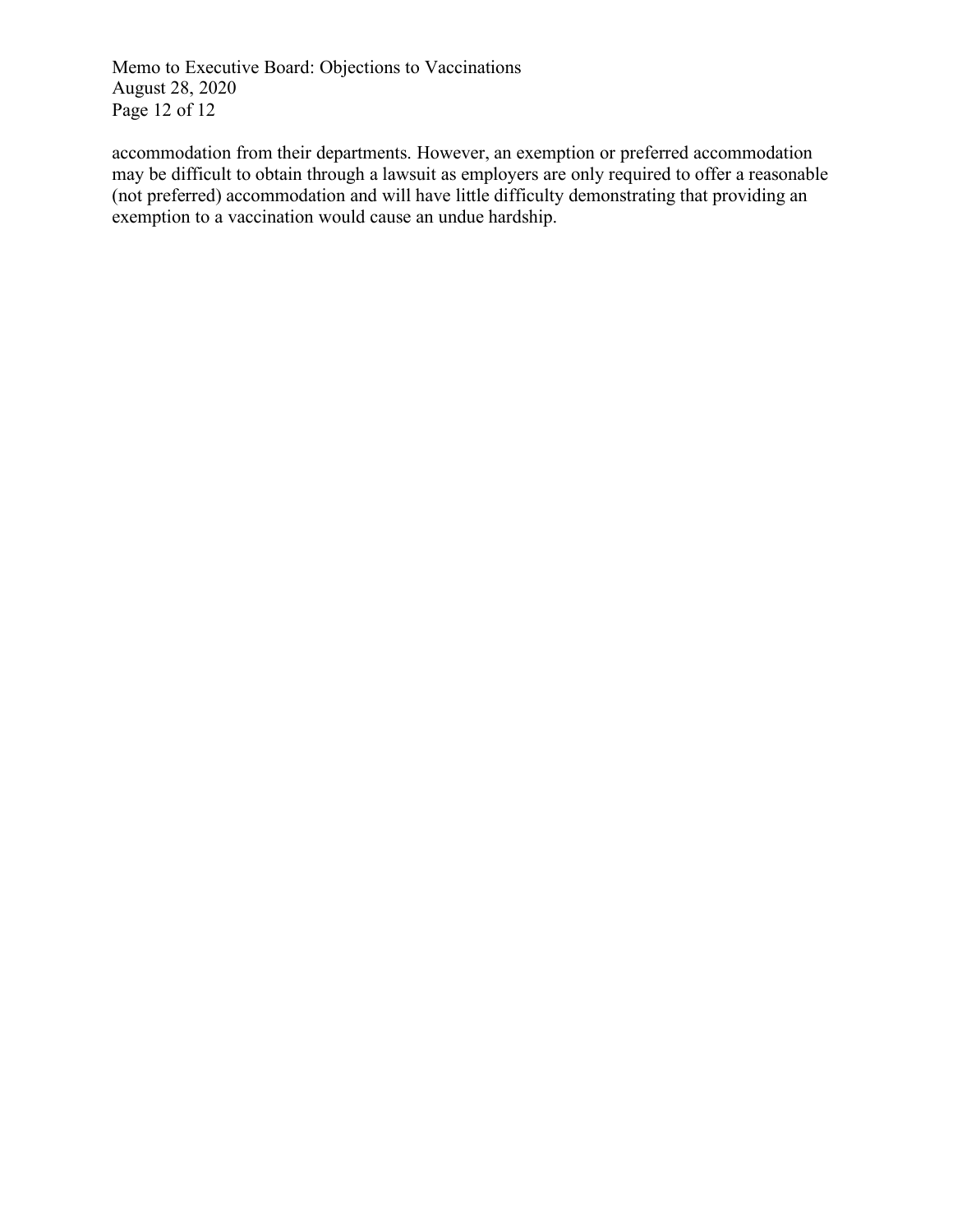accommodation from their departments. However, an exemption or preferred accommodation may be difficult to obtain through a lawsuit as employers are only required to offer a reasonable (not preferred) accommodation and will have little difficulty demonstrating that providing an exemption to a vaccination would cause an undue hardship.